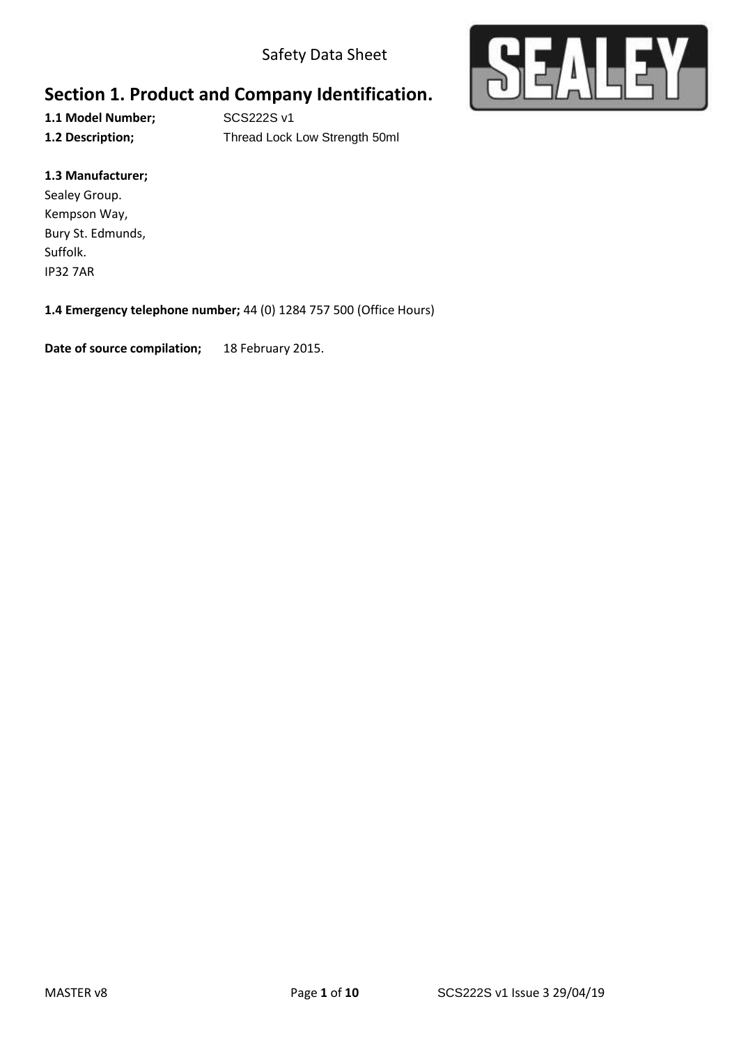Safety Data Sheet

# Section 1. Product and Company Identification.

**1.1 Model Number;** SCS222S v1

**1.2 Description;** Thread Lock Low Strength 50ml

**1.3 Manufacturer;**

Sealey Group.
Kempson Way,
Bury St. Edmunds,
Suffolk.
IP32 7AR

**1.4 Emergency telephone number;** 44 (0) 1284 757 500 (Office Hours)

**Date of source compilation;** 18 February 2015.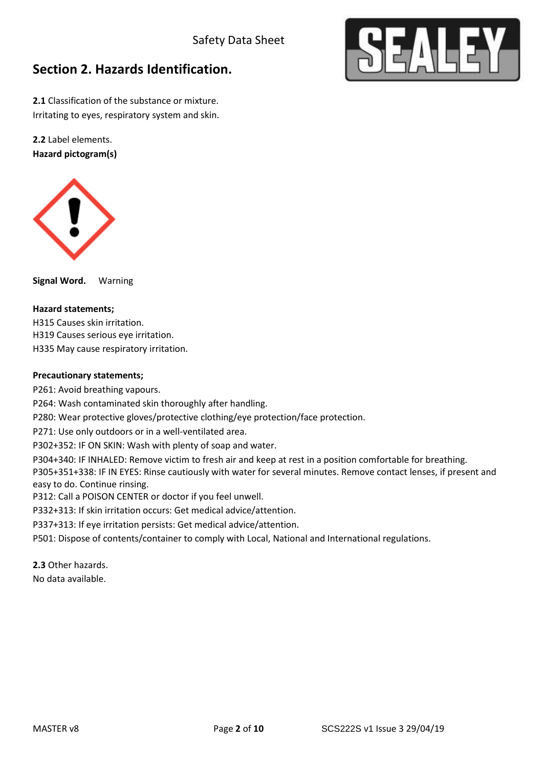## Section 2. Hazards Identification.

**2.1** Classification of the substance or mixture.
Irritating to eyes, respiratory system and skin.

**2.2** Label elements.
**Hazard pictogram(s)**

**Signal Word.** Warning

**Hazard statements;**
H315 Causes skin irritation.
H319 Causes serious eye irritation.
H335 May cause respiratory irritation.

**Precautionary statements;**
P261: Avoid breathing vapours.
P264: Wash contaminated skin thoroughly after handling.
P280: Wear protective gloves/protective clothing/eye protection/face protection.
P271: Use only outdoors or in a well-ventilated area.
P302+352: IF ON SKIN: Wash with plenty of soap and water.
P304+340: IF INHALED: Remove victim to fresh air and keep at rest in a position comfortable for breathing.
P305+351+338: IF IN EYES: Rinse cautiously with water for several minutes. Remove contact lenses, if present and easy to do. Continue rinsing.
P312: Call a POISON CENTER or doctor if you feel unwell.
P332+313: If skin irritation occurs: Get medical advice/attention.
P337+313: If eye irritation persists: Get medical advice/attention.
P501: Dispose of contents/container to comply with Local, National and International regulations.

**2.3** Other hazards.
No data available.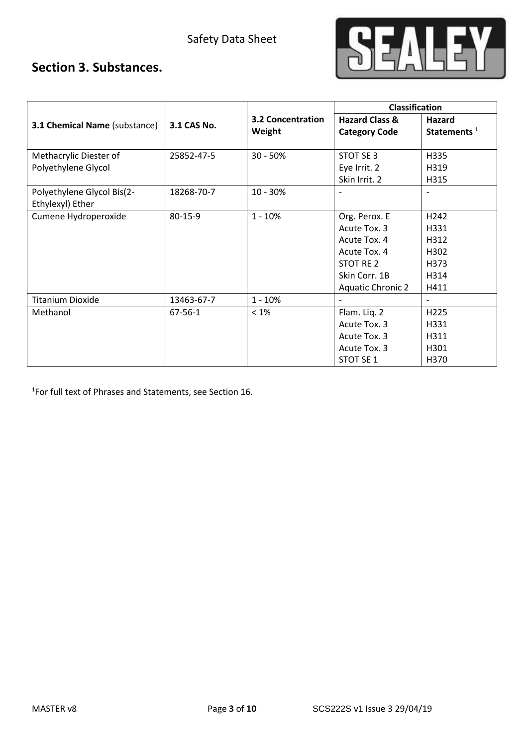Safety Data Sheet

## Section 3. Substances.

| 3.1 Chemical Name (substance) | 3.1 CAS No. | 3.2 Concentration Weight | Classification | |
|---|---|---|---|---|
| | | | Hazard Class & Category Code | Hazard Statements [1] |
| Methacrylic Diester of Polyethylene Glycol | 25852-47-5 | 30 - 50% | STOT SE 3<br>Eye Irrit. 2<br>Skin Irrit. 2 | H335<br>H319<br>H315 |
| Polyethylene Glycol Bis(2-Ethylexyl) Ether | 18268-70-7 | 10 - 30% | - | - |
| Cumene Hydroperoxide | 80-15-9 | 1 - 10% | Org. Perox. E<br>Acute Tox. 3<br>Acute Tox. 4<br>Acute Tox. 4<br>STOT RE 2<br>Skin Corr. 1B<br>Aquatic Chronic 2 | H242<br>H331<br>H312<br>H302<br>H373<br>H314<br>H411 |
| Titanium Dioxide | 13463-67-7 | 1 - 10% | - | - |
| Methanol | 67-56-1 | < 1% | Flam. Liq. 2<br>Acute Tox. 3<br>Acute Tox. 3<br>Acute Tox. 3<br>STOT SE 1 | H225<br>H331<br>H311<br>H301<br>H370 |

[1]For full text of Phrases and Statements, see Section 16.

MASTER v8 SCS222S v1 Issue 3 29/04/19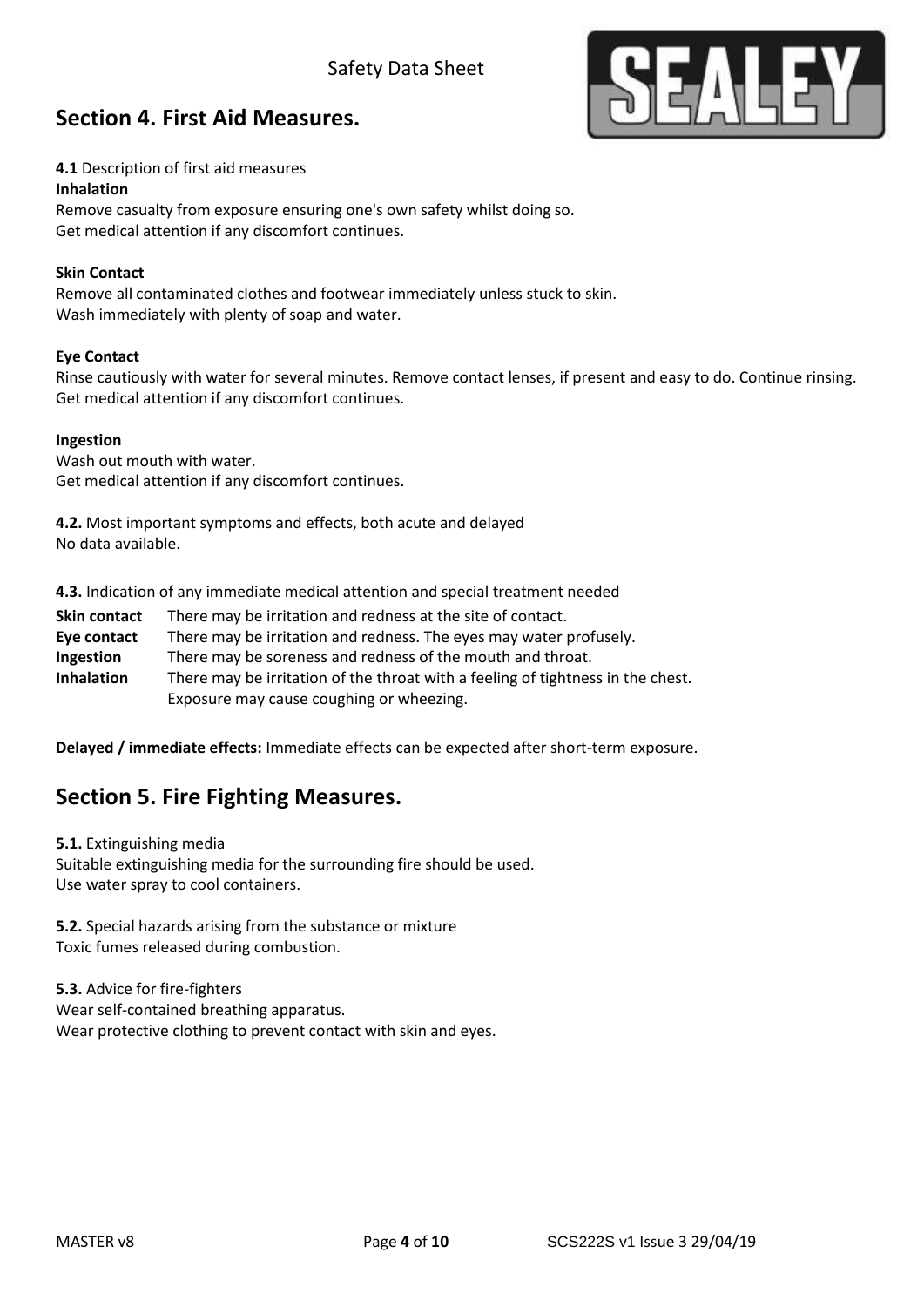## Section 4. First Aid Measures.

**4.1** Description of first aid measures

**Inhalation**

Remove casualty from exposure ensuring one's own safety whilst doing so.
Get medical attention if any discomfort continues.

**Skin Contact**

Remove all contaminated clothes and footwear immediately unless stuck to skin.
Wash immediately with plenty of soap and water.

**Eye Contact**

Rinse cautiously with water for several minutes. Remove contact lenses, if present and easy to do. Continue rinsing.
Get medical attention if any discomfort continues.

**Ingestion**

Wash out mouth with water.
Get medical attention if any discomfort continues.

**4.2.** Most important symptoms and effects, both acute and delayed
No data available.

**4.3.** Indication of any immediate medical attention and special treatment needed

| | |
|---|---|
| **Skin contact** | There may be irritation and redness at the site of contact. |
| **Eye contact** | There may be irritation and redness. The eyes may water profusely. |
| **Ingestion** | There may be soreness and redness of the mouth and throat. |
| **Inhalation** | There may be irritation of the throat with a feeling of tightness in the chest. Exposure may cause coughing or wheezing. |

**Delayed / immediate effects:** Immediate effects can be expected after short-term exposure.

## Section 5. Fire Fighting Measures.

**5.1.** Extinguishing media
Suitable extinguishing media for the surrounding fire should be used.
Use water spray to cool containers.

**5.2.** Special hazards arising from the substance or mixture
Toxic fumes released during combustion.

**5.3.** Advice for fire-fighters
Wear self-contained breathing apparatus.
Wear protective clothing to prevent contact with skin and eyes.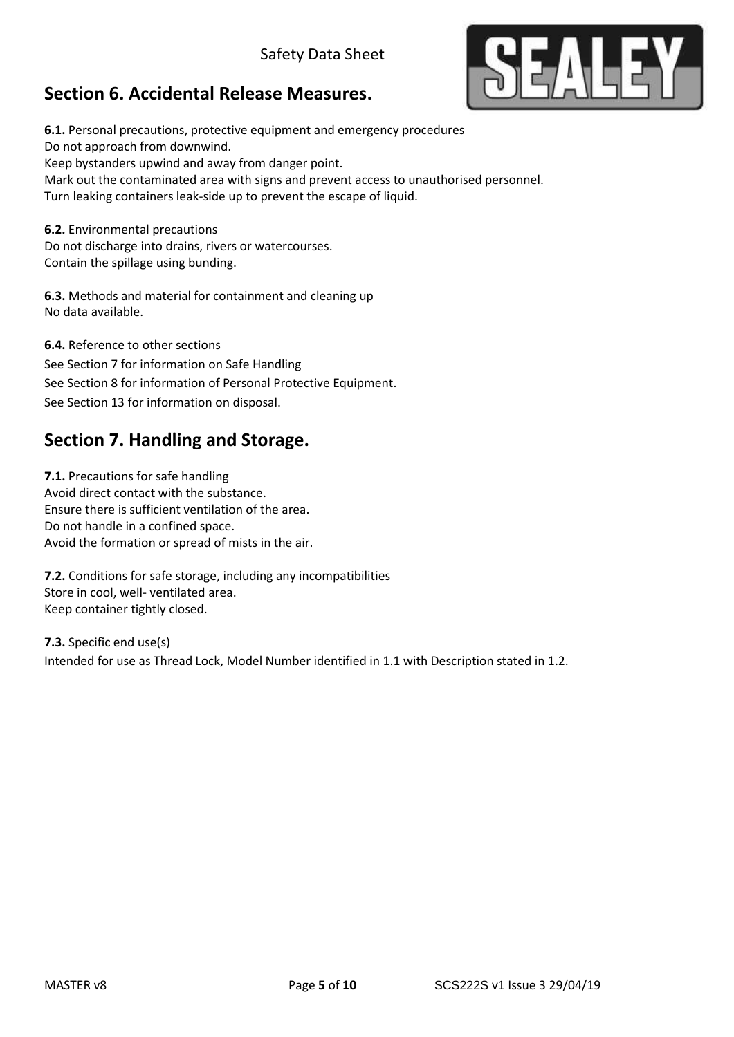## Section 6. Accidental Release Measures.

**6.1.** Personal precautions, protective equipment and emergency procedures
Do not approach from downwind.
Keep bystanders upwind and away from danger point.
Mark out the contaminated area with signs and prevent access to unauthorised personnel.
Turn leaking containers leak-side up to prevent the escape of liquid.

**6.2.** Environmental precautions
Do not discharge into drains, rivers or watercourses.
Contain the spillage using bunding.

**6.3.** Methods and material for containment and cleaning up
No data available.

**6.4.** Reference to other sections
See Section 7 for information on Safe Handling
See Section 8 for information of Personal Protective Equipment.
See Section 13 for information on disposal.

## Section 7. Handling and Storage.

**7.1.** Precautions for safe handling
Avoid direct contact with the substance.
Ensure there is sufficient ventilation of the area.
Do not handle in a confined space.
Avoid the formation or spread of mists in the air.

**7.2.** Conditions for safe storage, including any incompatibilities
Store in cool, well- ventilated area.
Keep container tightly closed.

**7.3.** Specific end use(s)
Intended for use as Thread Lock, Model Number identified in 1.1 with Description stated in 1.2.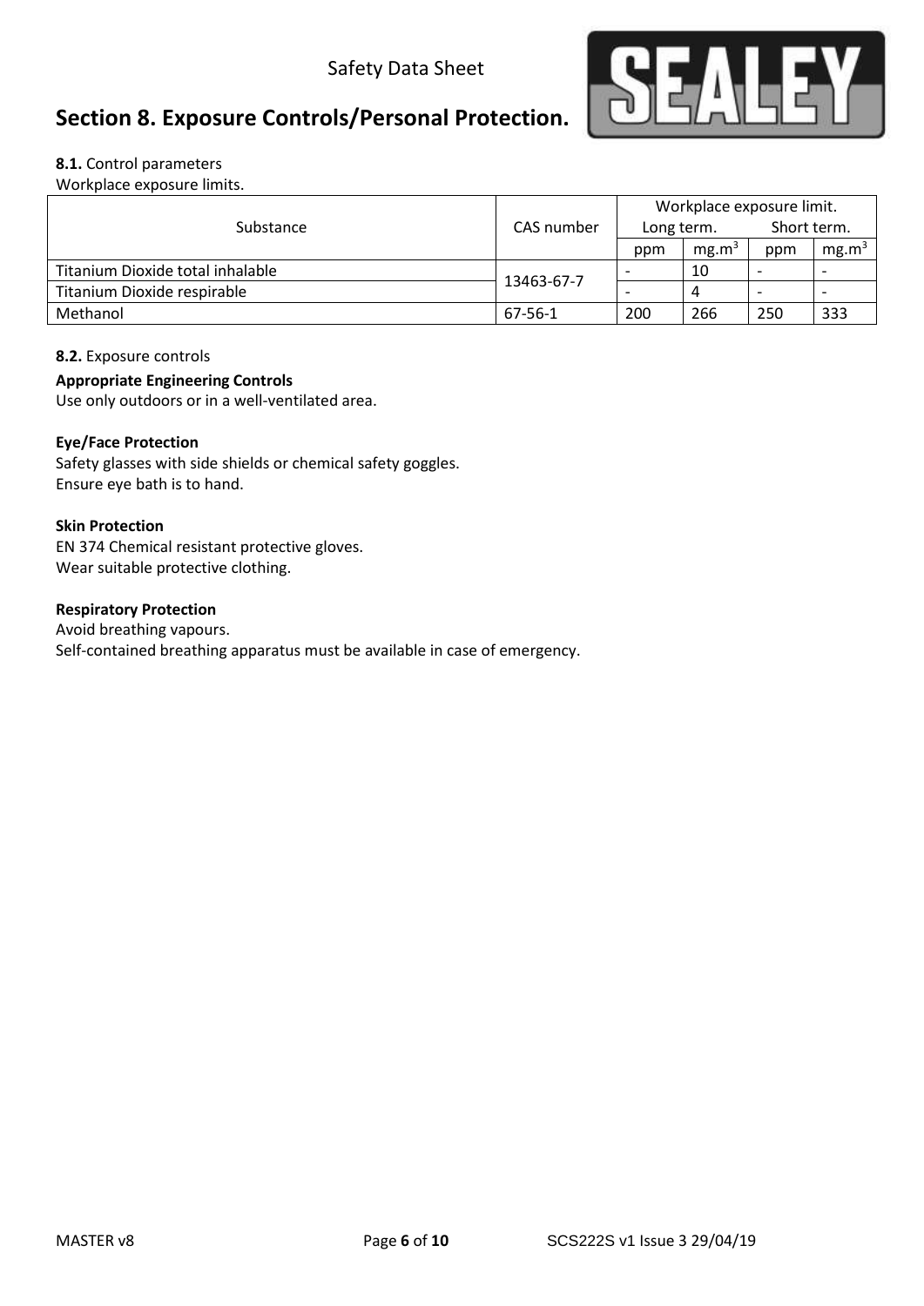## Section 8. Exposure Controls/Personal Protection.

**8.1.** Control parameters

Workplace exposure limits.

| Substance | CAS number | Workplace exposure limit. | | | |
|---|---|---|---|---|---|
| | | Long term. | | Short term. | |
| | | ppm | $mg.m^3$ | ppm | $mg.m^3$ |
| Titanium Dioxide total inhalable | 13463-67-7 | - | 10 | - | - |
| Titanium Dioxide respirable | | - | 4 | - | - |
| Methanol | 67-56-1 | 200 | 266 | 250 | 333 |

**8.2.** Exposure controls

**Appropriate Engineering Controls**

Use only outdoors or in a well-ventilated area.

**Eye/Face Protection**

Safety glasses with side shields or chemical safety goggles.
Ensure eye bath is to hand.

**Skin Protection**

EN 374 Chemical resistant protective gloves.
Wear suitable protective clothing.

**Respiratory Protection**

Avoid breathing vapours.
Self-contained breathing apparatus must be available in case of emergency.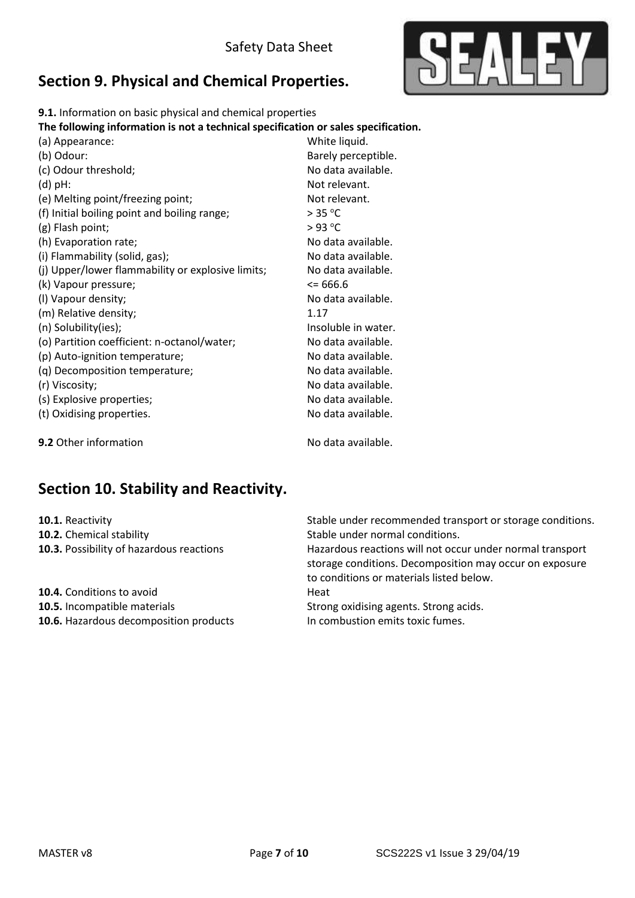## Section 9. Physical and Chemical Properties.

**9.1.** Information on basic physical and chemical properties

**The following information is not a technical specification or sales specification.**

| | |
|---|---|
| (a) Appearance: | White liquid. |
| (b) Odour: | Barely perceptible. |
| (c) Odour threshold; | No data available. |
| (d) pH: | Not relevant. |
| (e) Melting point/freezing point; | Not relevant. |
| (f) Initial boiling point and boiling range; | > 35 °C |
| (g) Flash point; | > 93 °C |
| (h) Evaporation rate; | No data available. |
| (i) Flammability (solid, gas); | No data available. |
| (j) Upper/lower flammability or explosive limits; | No data available. |
| (k) Vapour pressure; | <= 666.6 |
| (l) Vapour density; | No data available. |
| (m) Relative density; | 1.17 |
| (n) Solubility(ies); | Insoluble in water. |
| (o) Partition coefficient: n-octanol/water; | No data available. |
| (p) Auto-ignition temperature; | No data available. |
| (q) Decomposition temperature; | No data available. |
| (r) Viscosity; | No data available. |
| (s) Explosive properties; | No data available. |
| (t) Oxidising properties. | No data available. |

**9.2** Other information — No data available.

## Section 10. Stability and Reactivity.

| | |
|---|---|
| **10.1.** Reactivity | Stable under recommended transport or storage conditions. |
| **10.2.** Chemical stability | Stable under normal conditions. |
| **10.3.** Possibility of hazardous reactions | Hazardous reactions will not occur under normal transport storage conditions. Decomposition may occur on exposure to conditions or materials listed below. |
| **10.4.** Conditions to avoid | Heat |
| **10.5.** Incompatible materials | Strong oxidising agents. Strong acids. |
| **10.6.** Hazardous decomposition products | In combustion emits toxic fumes. |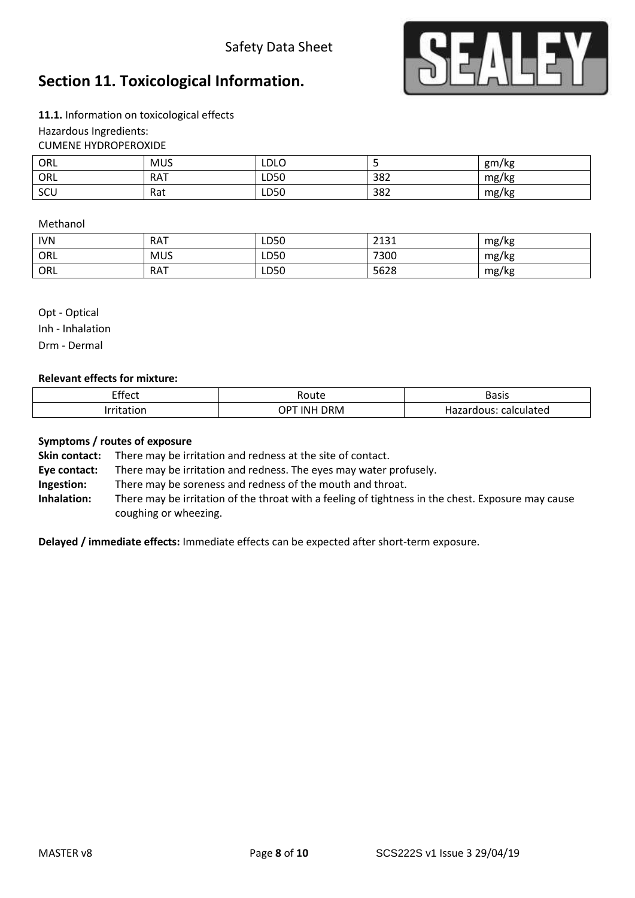# Section 11. Toxicological Information.

**11.1.** Information on toxicological effects

Hazardous Ingredients:

CUMENE HYDROPEROXIDE

| ORL | MUS | LDLO | 5 | gm/kg |
|---|---|---|---|---|
| ORL | RAT | LD50 | 382 | mg/kg |
| SCU | Rat | LD50 | 382 | mg/kg |

Methanol

| IVN | RAT | LD50 | 2131 | mg/kg |
|---|---|---|---|---|
| ORL | MUS | LD50 | 7300 | mg/kg |
| ORL | RAT | LD50 | 5628 | mg/kg |

Opt - Optical

Inh - Inhalation

Drm - Dermal

**Relevant effects for mixture:**

| Effect | Route | Basis |
|---|---|---|
| Irritation | OPT INH DRM | Hazardous: calculated |

**Symptoms / routes of exposure**

**Skin contact:** There may be irritation and redness at the site of contact.

**Eye contact:** There may be irritation and redness. The eyes may water profusely.

**Ingestion:** There may be soreness and redness of the mouth and throat.

**Inhalation:** There may be irritation of the throat with a feeling of tightness in the chest. Exposure may cause coughing or wheezing.

**Delayed / immediate effects:** Immediate effects can be expected after short-term exposure.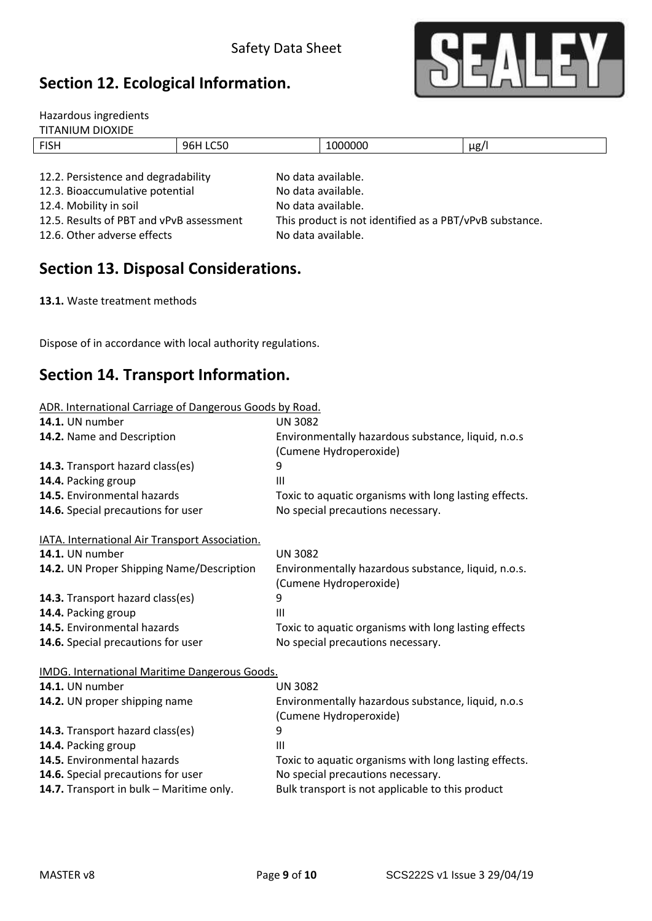## Section 12. Ecological Information.

Hazardous ingredients

TITANIUM DIOXIDE

| FISH | 96H LC50 | 1000000 | µg/l |
|---|---|---|---|

| | |
|---|---|
| 12.2. Persistence and degradability | No data available. |
| 12.3. Bioaccumulative potential | No data available. |
| 12.4. Mobility in soil | No data available. |
| 12.5. Results of PBT and vPvB assessment | This product is not identified as a PBT/vPvB substance. |
| 12.6. Other adverse effects | No data available. |

## Section 13. Disposal Considerations.

**13.1.** Waste treatment methods

Dispose of in accordance with local authority regulations.

## Section 14. Transport Information.

ADR. International Carriage of Dangerous Goods by Road.

| | |
|---|---|
| **14.1.** UN number | UN 3082 |
| **14.2.** Name and Description | Environmentally hazardous substance, liquid, n.o.s (Cumene Hydroperoxide) |
| **14.3.** Transport hazard class(es) | 9 |
| **14.4.** Packing group | III |
| **14.5.** Environmental hazards | Toxic to aquatic organisms with long lasting effects. |
| **14.6.** Special precautions for user | No special precautions necessary. |

IATA. International Air Transport Association.

| | |
|---|---|
| **14.1.** UN number | UN 3082 |
| **14.2.** UN Proper Shipping Name/Description | Environmentally hazardous substance, liquid, n.o.s. (Cumene Hydroperoxide) |
| **14.3.** Transport hazard class(es) | 9 |
| **14.4.** Packing group | III |
| **14.5.** Environmental hazards | Toxic to aquatic organisms with long lasting effects |
| **14.6.** Special precautions for user | No special precautions necessary. |

IMDG. International Maritime Dangerous Goods.

| | |
|---|---|
| **14.1.** UN number | UN 3082 |
| **14.2.** UN proper shipping name | Environmentally hazardous substance, liquid, n.o.s (Cumene Hydroperoxide) |
| **14.3.** Transport hazard class(es) | 9 |
| **14.4.** Packing group | III |
| **14.5.** Environmental hazards | Toxic to aquatic organisms with long lasting effects. |
| **14.6.** Special precautions for user | No special precautions necessary. |
| **14.7.** Transport in bulk – Maritime only. | Bulk transport is not applicable to this product |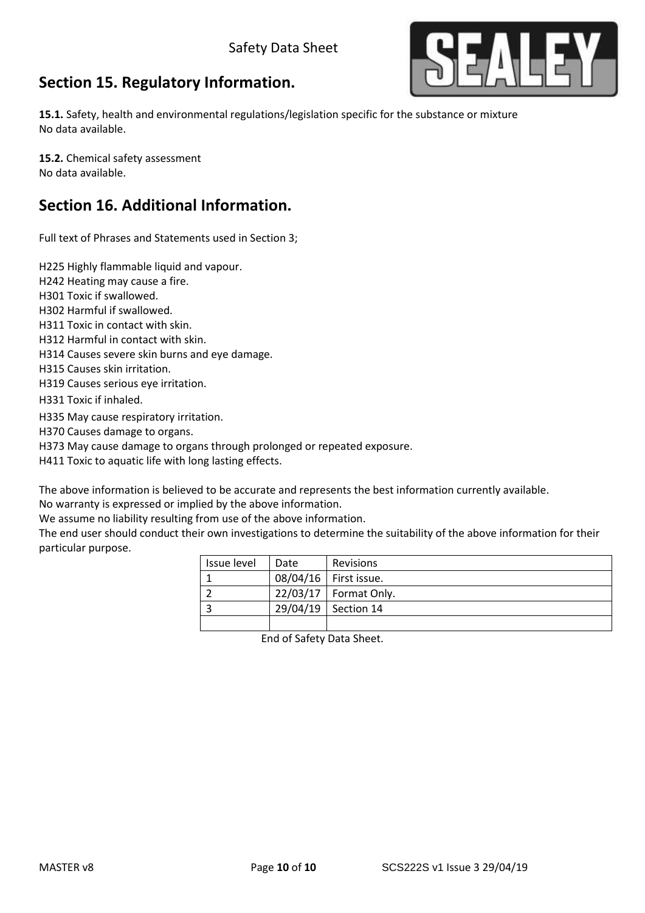## Section 15. Regulatory Information.

**15.1.** Safety, health and environmental regulations/legislation specific for the substance or mixture
No data available.

**15.2.** Chemical safety assessment
No data available.

## Section 16. Additional Information.

Full text of Phrases and Statements used in Section 3;

H225 Highly flammable liquid and vapour.
H242 Heating may cause a fire.
H301 Toxic if swallowed.
H302 Harmful if swallowed.
H311 Toxic in contact with skin.
H312 Harmful in contact with skin.
H314 Causes severe skin burns and eye damage.
H315 Causes skin irritation.
H319 Causes serious eye irritation.
H331 Toxic if inhaled.
H335 May cause respiratory irritation.
H370 Causes damage to organs.
H373 May cause damage to organs through prolonged or repeated exposure.
H411 Toxic to aquatic life with long lasting effects.

The above information is believed to be accurate and represents the best information currently available.
No warranty is expressed or implied by the above information.
We assume no liability resulting from use of the above information.
The end user should conduct their own investigations to determine the suitability of the above information for their particular purpose.

| Issue level | Date | Revisions |
| --- | --- | --- |
| 1 | 08/04/16 | First issue. |
| 2 | 22/03/17 | Format Only. |
| 3 | 29/04/19 | Section 14 |
| | | |

End of Safety Data Sheet.